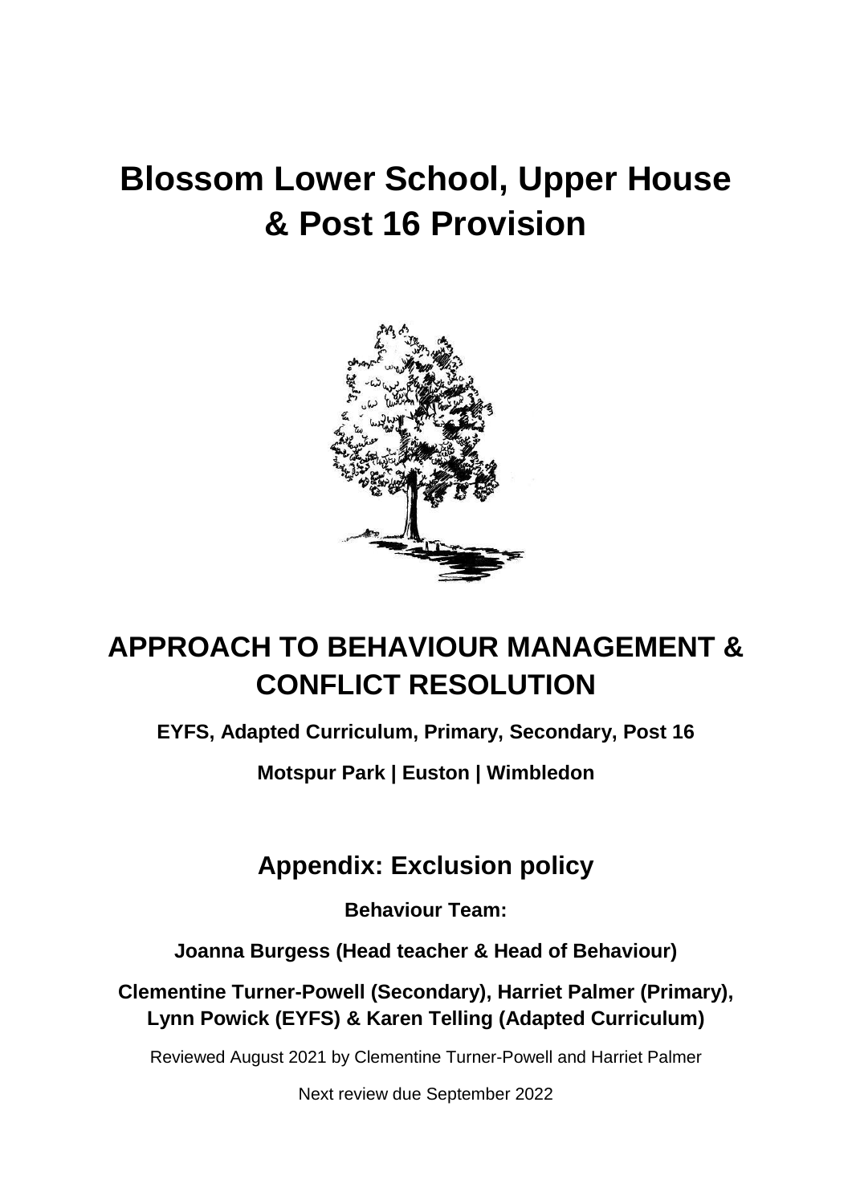# Blossom Lower School, Upper House & Post 16 Provision

# APPROACH TO BEHAVIOUR MANAGEMENT & CONFLICT RESOLUTION

**EYFS, Adapted Curriculum, Primary, Secondary, Post 16**

**Motspur Park | Euston | Wimbledon**

## Appendix: Exclusion policy

**Behaviour Team:**

**Joanna Burgess (Head teacher & Head of Behaviour)**

**Clementine Turner-Powell (Secondary), Harriet Palmer (Primary), Lynn Powick (EYFS) & Karen Telling (Adapted Curriculum)**

Reviewed August 2021 by Clementine Turner-Powell and Harriet Palmer

Next review due September 2022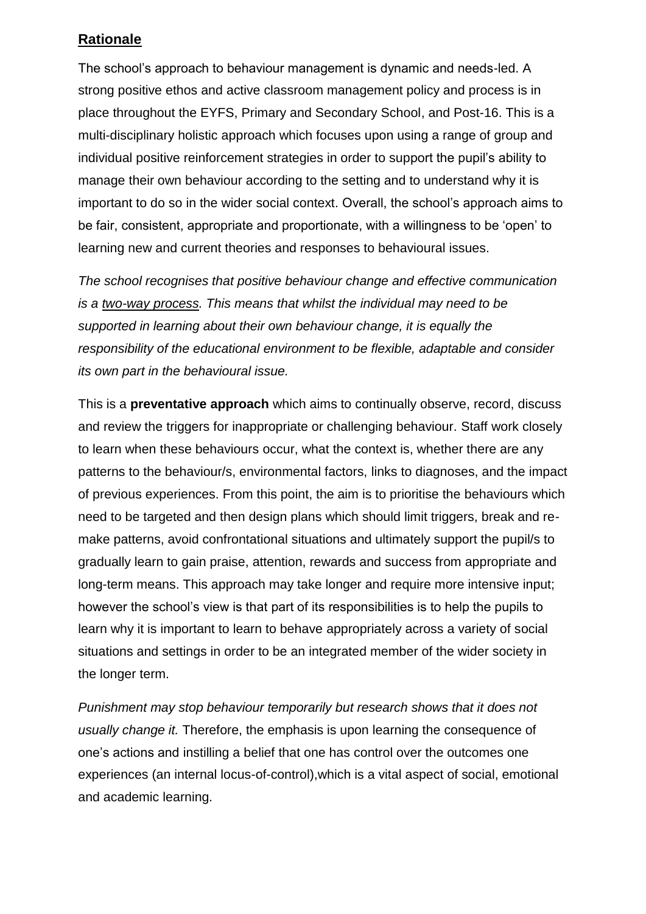## **Rationale**

The school's approach to behaviour management is dynamic and needs-led. A strong positive ethos and active classroom management policy and process is in place throughout the EYFS, Primary and Secondary School, and Post-16. This is a multi-disciplinary holistic approach which focuses upon using a range of group and individual positive reinforcement strategies in order to support the pupil's ability to manage their own behaviour according to the setting and to understand why it is important to do so in the wider social context. Overall, the school's approach aims to be fair, consistent, appropriate and proportionate, with a willingness to be 'open' to learning new and current theories and responses to behavioural issues.

*The school recognises that positive behaviour change and effective communication is a <u>two-way process</u>. This means that whilst the individual may need to be supported in learning about their own behaviour change, it is equally the responsibility of the educational environment to be flexible, adaptable and consider its own part in the behavioural issue.*

This is a **preventative approach** which aims to continually observe, record, discuss and review the triggers for inappropriate or challenging behaviour. Staff work closely to learn when these behaviours occur, what the context is, whether there are any patterns to the behaviour/s, environmental factors, links to diagnoses, and the impact of previous experiences. From this point, the aim is to prioritise the behaviours which need to be targeted and then design plans which should limit triggers, break and re-make patterns, avoid confrontational situations and ultimately support the pupil/s to gradually learn to gain praise, attention, rewards and success from appropriate and long-term means. This approach may take longer and require more intensive input; however the school's view is that part of its responsibilities is to help the pupils to learn why it is important to learn to behave appropriately across a variety of social situations and settings in order to be an integrated member of the wider society in the longer term.

*Punishment may stop behaviour temporarily but research shows that it does not usually change it.* Therefore, the emphasis is upon learning the consequence of one's actions and instilling a belief that one has control over the outcomes one experiences (an internal locus-of-control),which is a vital aspect of social, emotional and academic learning.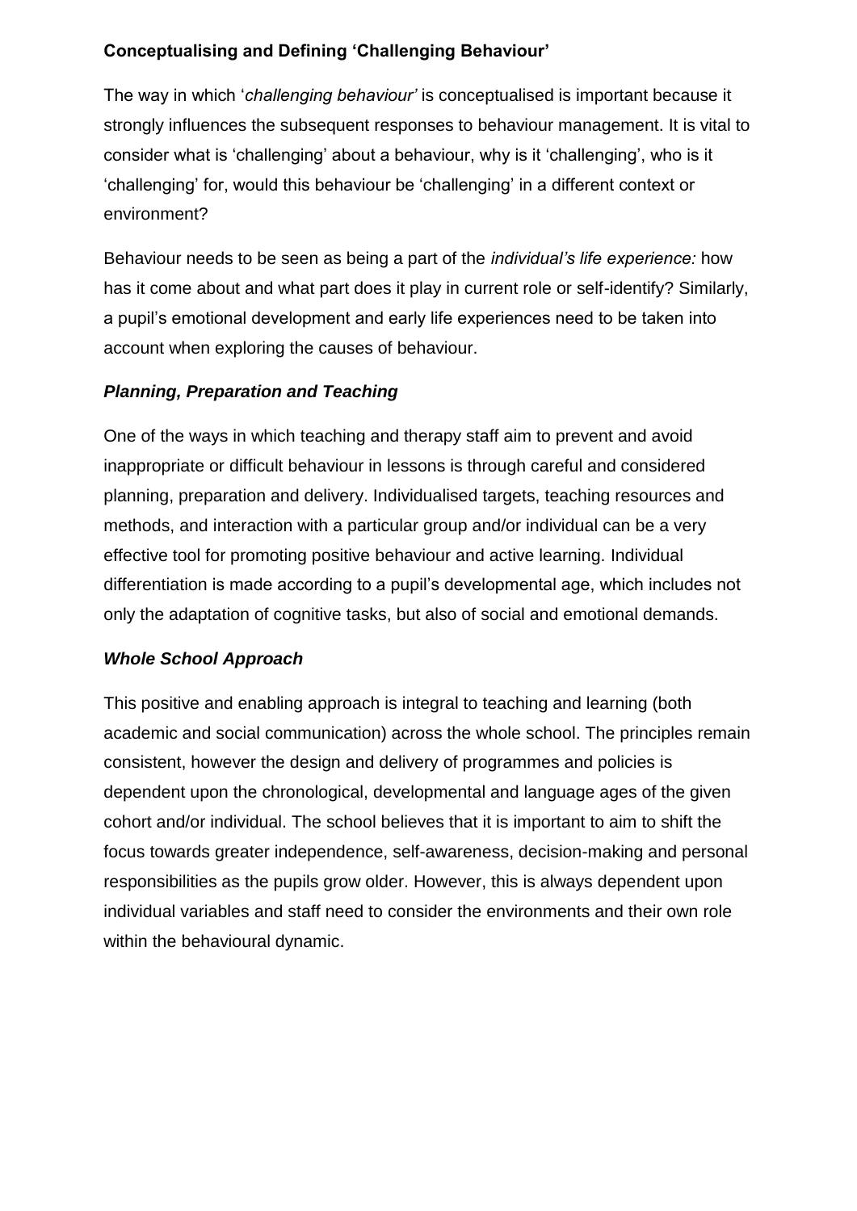**Conceptualising and Defining 'Challenging Behaviour'**

The way in which '*challenging behaviour'* is conceptualised is important because it strongly influences the subsequent responses to behaviour management. It is vital to consider what is 'challenging' about a behaviour, why is it 'challenging', who is it 'challenging' for, would this behaviour be 'challenging' in a different context or environment?

Behaviour needs to be seen as being a part of the *individual's life experience:* how has it come about and what part does it play in current role or self-identify? Similarly, a pupil's emotional development and early life experiences need to be taken into account when exploring the causes of behaviour.

***Planning, Preparation and Teaching***

One of the ways in which teaching and therapy staff aim to prevent and avoid inappropriate or difficult behaviour in lessons is through careful and considered planning, preparation and delivery. Individualised targets, teaching resources and methods, and interaction with a particular group and/or individual can be a very effective tool for promoting positive behaviour and active learning. Individual differentiation is made according to a pupil's developmental age, which includes not only the adaptation of cognitive tasks, but also of social and emotional demands.

***Whole School Approach***

This positive and enabling approach is integral to teaching and learning (both academic and social communication) across the whole school. The principles remain consistent, however the design and delivery of programmes and policies is dependent upon the chronological, developmental and language ages of the given cohort and/or individual. The school believes that it is important to aim to shift the focus towards greater independence, self-awareness, decision-making and personal responsibilities as the pupils grow older. However, this is always dependent upon individual variables and staff need to consider the environments and their own role within the behavioural dynamic.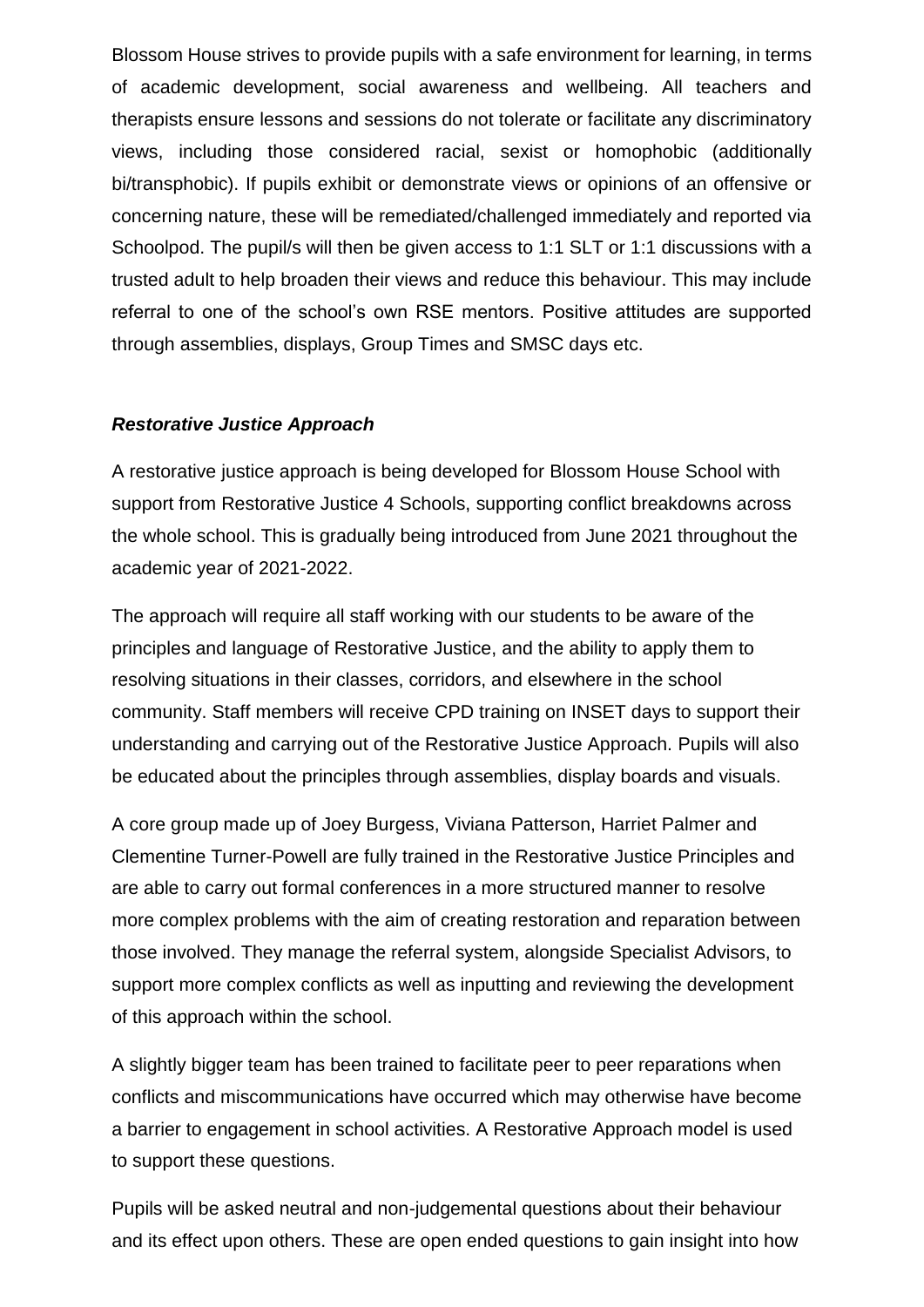Blossom House strives to provide pupils with a safe environment for learning, in terms of academic development, social awareness and wellbeing. All teachers and therapists ensure lessons and sessions do not tolerate or facilitate any discriminatory views, including those considered racial, sexist or homophobic (additionally bi/transphobic). If pupils exhibit or demonstrate views or opinions of an offensive or concerning nature, these will be remediated/challenged immediately and reported via Schoolpod. The pupil/s will then be given access to 1:1 SLT or 1:1 discussions with a trusted adult to help broaden their views and reduce this behaviour. This may include referral to one of the school's own RSE mentors. Positive attitudes are supported through assemblies, displays, Group Times and SMSC days etc.

***Restorative Justice Approach***

A restorative justice approach is being developed for Blossom House School with support from Restorative Justice 4 Schools, supporting conflict breakdowns across the whole school. This is gradually being introduced from June 2021 throughout the academic year of 2021-2022.

The approach will require all staff working with our students to be aware of the principles and language of Restorative Justice, and the ability to apply them to resolving situations in their classes, corridors, and elsewhere in the school community. Staff members will receive CPD training on INSET days to support their understanding and carrying out of the Restorative Justice Approach. Pupils will also be educated about the principles through assemblies, display boards and visuals.

A core group made up of Joey Burgess, Viviana Patterson, Harriet Palmer and Clementine Turner-Powell are fully trained in the Restorative Justice Principles and are able to carry out formal conferences in a more structured manner to resolve more complex problems with the aim of creating restoration and reparation between those involved. They manage the referral system, alongside Specialist Advisors, to support more complex conflicts as well as inputting and reviewing the development of this approach within the school.

A slightly bigger team has been trained to facilitate peer to peer reparations when conflicts and miscommunications have occurred which may otherwise have become a barrier to engagement in school activities. A Restorative Approach model is used to support these questions.

Pupils will be asked neutral and non-judgemental questions about their behaviour and its effect upon others. These are open ended questions to gain insight into how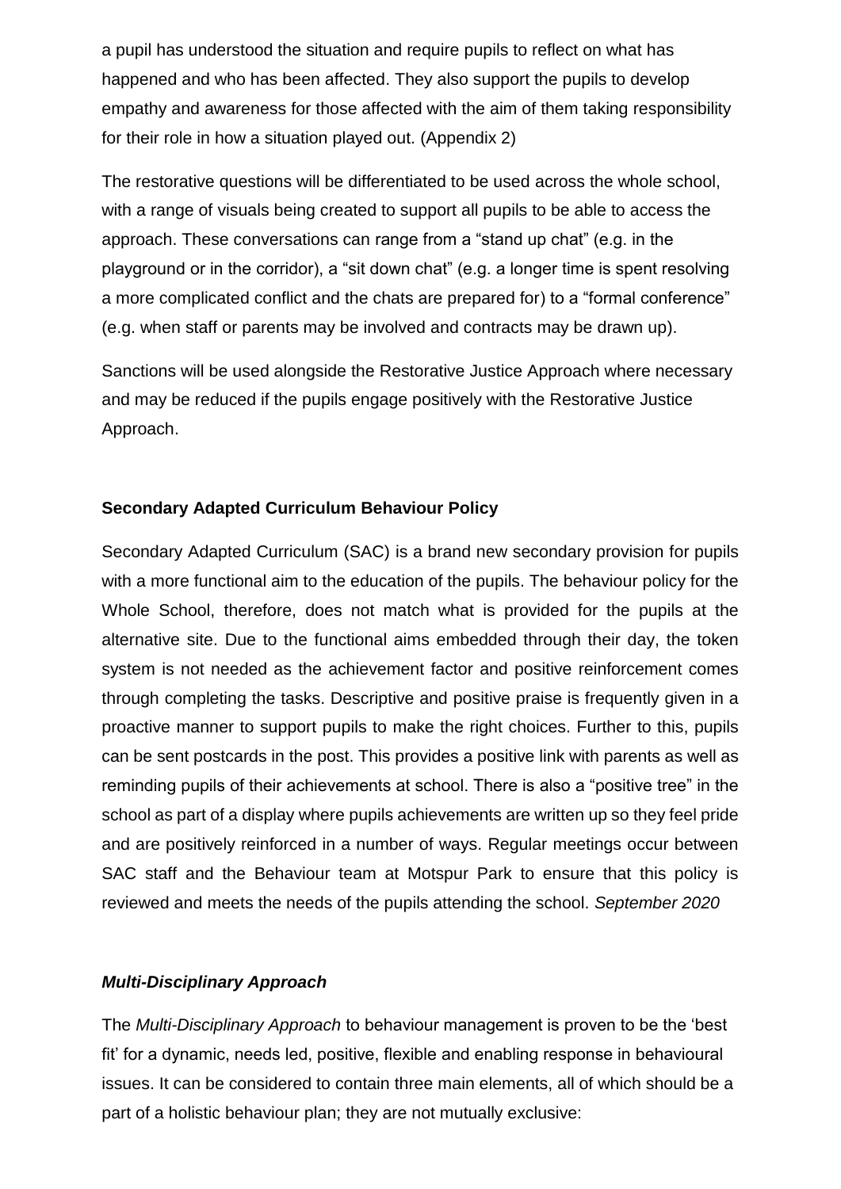a pupil has understood the situation and require pupils to reflect on what has happened and who has been affected. They also support the pupils to develop empathy and awareness for those affected with the aim of them taking responsibility for their role in how a situation played out. (Appendix 2)

The restorative questions will be differentiated to be used across the whole school, with a range of visuals being created to support all pupils to be able to access the approach. These conversations can range from a "stand up chat" (e.g. in the playground or in the corridor), a "sit down chat" (e.g. a longer time is spent resolving a more complicated conflict and the chats are prepared for) to a "formal conference" (e.g. when staff or parents may be involved and contracts may be drawn up).

Sanctions will be used alongside the Restorative Justice Approach where necessary and may be reduced if the pupils engage positively with the Restorative Justice Approach.

**Secondary Adapted Curriculum Behaviour Policy**

Secondary Adapted Curriculum (SAC) is a brand new secondary provision for pupils with a more functional aim to the education of the pupils. The behaviour policy for the Whole School, therefore, does not match what is provided for the pupils at the alternative site. Due to the functional aims embedded through their day, the token system is not needed as the achievement factor and positive reinforcement comes through completing the tasks. Descriptive and positive praise is frequently given in a proactive manner to support pupils to make the right choices. Further to this, pupils can be sent postcards in the post. This provides a positive link with parents as well as reminding pupils of their achievements at school. There is also a "positive tree" in the school as part of a display where pupils achievements are written up so they feel pride and are positively reinforced in a number of ways. Regular meetings occur between SAC staff and the Behaviour team at Motspur Park to ensure that this policy is reviewed and meets the needs of the pupils attending the school. *September 2020*

***Multi-Disciplinary Approach***

The *Multi-Disciplinary Approach* to behaviour management is proven to be the 'best fit' for a dynamic, needs led, positive, flexible and enabling response in behavioural issues. It can be considered to contain three main elements, all of which should be a part of a holistic behaviour plan; they are not mutually exclusive: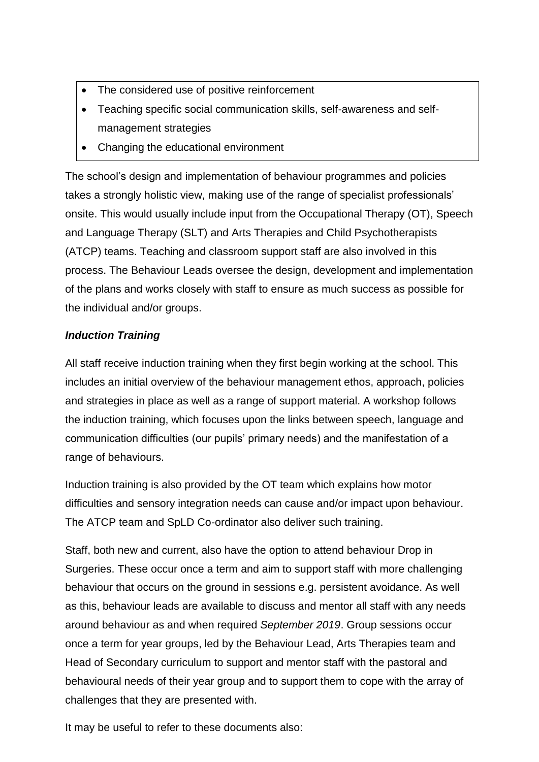- The considered use of positive reinforcement
- Teaching specific social communication skills, self-awareness and self-management strategies
- Changing the educational environment

The school's design and implementation of behaviour programmes and policies takes a strongly holistic view, making use of the range of specialist professionals' onsite. This would usually include input from the Occupational Therapy (OT), Speech and Language Therapy (SLT) and Arts Therapies and Child Psychotherapists (ATCP) teams. Teaching and classroom support staff are also involved in this process. The Behaviour Leads oversee the design, development and implementation of the plans and works closely with staff to ensure as much success as possible for the individual and/or groups.

***Induction Training***

All staff receive induction training when they first begin working at the school. This includes an initial overview of the behaviour management ethos, approach, policies and strategies in place as well as a range of support material. A workshop follows the induction training, which focuses upon the links between speech, language and communication difficulties (our pupils' primary needs) and the manifestation of a range of behaviours.

Induction training is also provided by the OT team which explains how motor difficulties and sensory integration needs can cause and/or impact upon behaviour. The ATCP team and SpLD Co-ordinator also deliver such training.

Staff, both new and current, also have the option to attend behaviour Drop in Surgeries. These occur once a term and aim to support staff with more challenging behaviour that occurs on the ground in sessions e.g. persistent avoidance. As well as this, behaviour leads are available to discuss and mentor all staff with any needs around behaviour as and when required *September 2019*. Group sessions occur once a term for year groups, led by the Behaviour Lead, Arts Therapies team and Head of Secondary curriculum to support and mentor staff with the pastoral and behavioural needs of their year group and to support them to cope with the array of challenges that they are presented with.

It may be useful to refer to these documents also: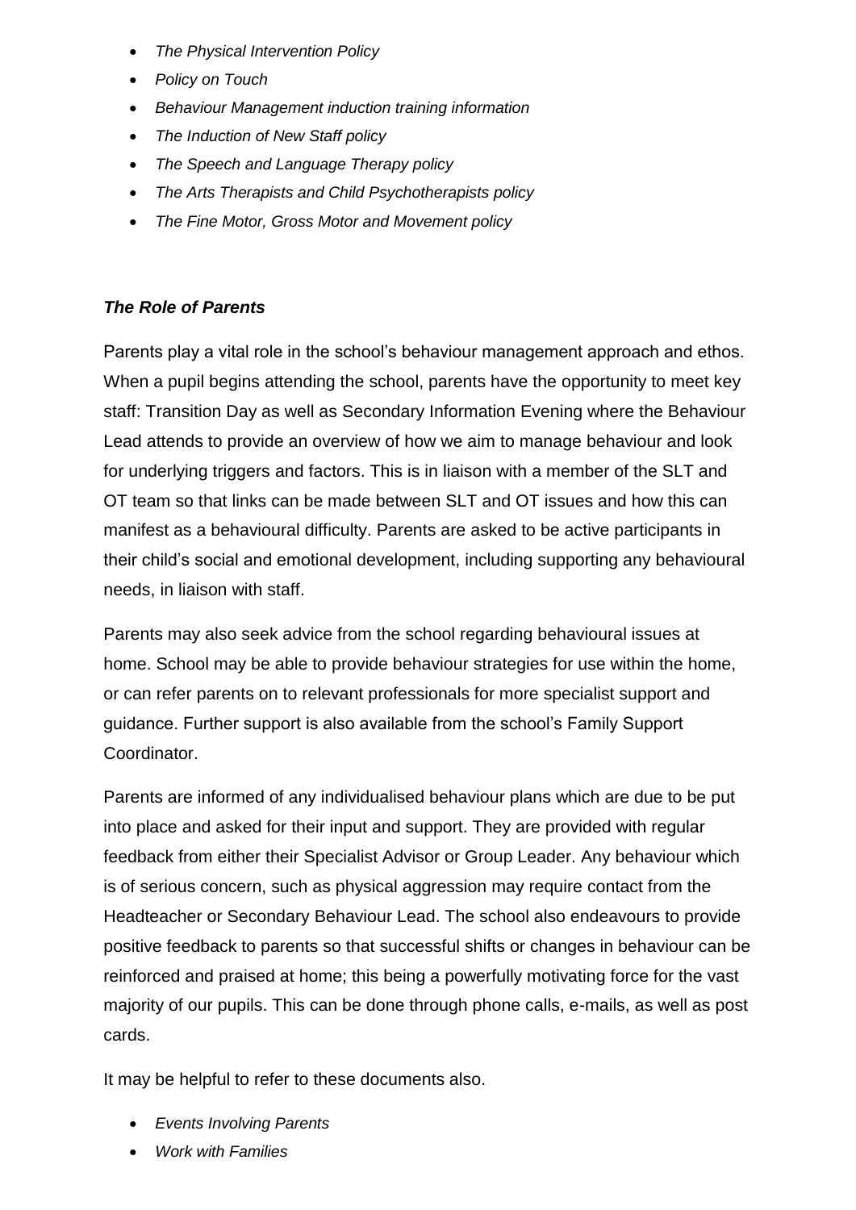- *The Physical Intervention Policy*
- *Policy on Touch*
- *Behaviour Management induction training information*
- *The Induction of New Staff policy*
- *The Speech and Language Therapy policy*
- *The Arts Therapists and Child Psychotherapists policy*
- *The Fine Motor, Gross Motor and Movement policy*

### *The Role of Parents*

Parents play a vital role in the school's behaviour management approach and ethos. When a pupil begins attending the school, parents have the opportunity to meet key staff: Transition Day as well as Secondary Information Evening where the Behaviour Lead attends to provide an overview of how we aim to manage behaviour and look for underlying triggers and factors. This is in liaison with a member of the SLT and OT team so that links can be made between SLT and OT issues and how this can manifest as a behavioural difficulty. Parents are asked to be active participants in their child's social and emotional development, including supporting any behavioural needs, in liaison with staff.

Parents may also seek advice from the school regarding behavioural issues at home. School may be able to provide behaviour strategies for use within the home, or can refer parents on to relevant professionals for more specialist support and guidance. Further support is also available from the school's Family Support Coordinator.

Parents are informed of any individualised behaviour plans which are due to be put into place and asked for their input and support. They are provided with regular feedback from either their Specialist Advisor or Group Leader. Any behaviour which is of serious concern, such as physical aggression may require contact from the Headteacher or Secondary Behaviour Lead. The school also endeavours to provide positive feedback to parents so that successful shifts or changes in behaviour can be reinforced and praised at home; this being a powerfully motivating force for the vast majority of our pupils. This can be done through phone calls, e-mails, as well as post cards.

It may be helpful to refer to these documents also.

- *Events Involving Parents*
- *Work with Families*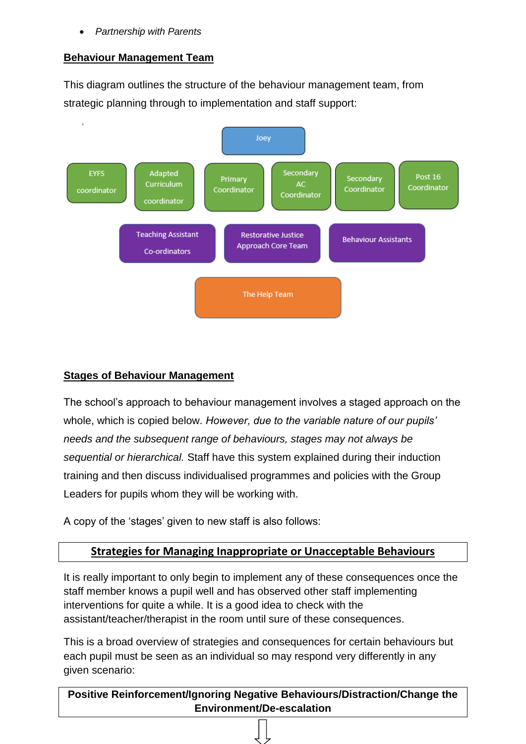- *Partnership with Parents*

**Behaviour Management Team**

This diagram outlines the structure of the behaviour management team, from strategic planning through to implementation and staff support:

Joey

EYFS coordinator | Adapted Curriculum coordinator | Primary Coordinator | Secondary AC Coordinator | Secondary Coordinator | Post 16 Coordinator

Teaching Assistant Co-ordinators | Restorative Justice Approach Core Team | Behaviour Assistants

The Help Team

**Stages of Behaviour Management**

The school's approach to behaviour management involves a staged approach on the whole, which is copied below. *However, due to the variable nature of our pupils' needs and the subsequent range of behaviours, stages may not always be sequential or hierarchical.* Staff have this system explained during their induction training and then discuss individualised programmes and policies with the Group Leaders for pupils whom they will be working with.

A copy of the 'stages' given to new staff is also follows:

| **Strategies for Managing Inappropriate or Unacceptable Behaviours** |
|---|

It is really important to only begin to implement any of these consequences once the staff member knows a pupil well and has observed other staff implementing interventions for quite a while. It is a good idea to check with the assistant/teacher/therapist in the room until sure of these consequences.

This is a broad overview of strategies and consequences for certain behaviours but each pupil must be seen as an individual so may respond very differently in any given scenario:

| **Positive Reinforcement/Ignoring Negative Behaviours/Distraction/Change the Environment/De-escalation** |
|---|

⇩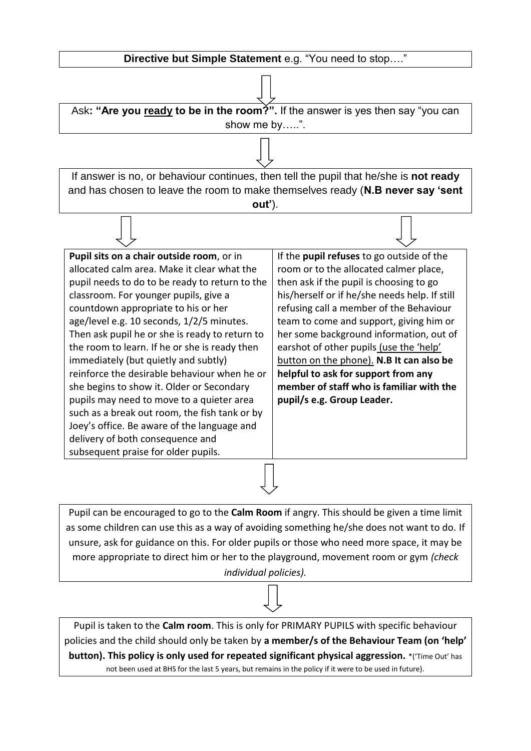**Directive but Simple Statement** e.g. "You need to stop…."

↓

Ask**: "Are you <u>ready</u> to be in the room?".** If the answer is yes then say "you can show me by…..".

↓

If answer is no, or behaviour continues, then tell the pupil that he/she is **not ready** and has chosen to leave the room to make themselves ready (**N.B never say 'sent out'**).

↓

| | |
|---|---|
| **Pupil sits on a chair outside room**, or in allocated calm area. Make it clear what the pupil needs to do to be ready to return to the classroom. For younger pupils, give a countdown appropriate to his or her age/level e.g. 10 seconds, 1/2/5 minutes. Then ask pupil he or she is ready to return to the room to learn. If he or she is ready then immediately (but quietly and subtly) reinforce the desirable behaviour when he or she begins to show it. Older or Secondary pupils may need to move to a quieter area such as a break out room, the fish tank or by Joey's office. Be aware of the language and delivery of both consequence and subsequent praise for older pupils. | If the **pupil refuses** to go outside of the room or to the allocated calmer place, then ask if the pupil is choosing to go his/herself or if he/she needs help. If still refusing call a member of the Behaviour team to come and support, giving him or her some background information, out of earshot of other pupils <u>(use the 'help' button on the phone).</u> **N.B It can also be helpful to ask for support from any member of staff who is familiar with the pupil/s e.g. Group Leader.** |

↓

Pupil can be encouraged to go to the **Calm Room** if angry. This should be given a time limit as some children can use this as a way of avoiding something he/she does not want to do. If unsure, ask for guidance on this. For older pupils or those who need more space, it may be more appropriate to direct him or her to the playground, movement room or gym *(check individual policies).*

↓

Pupil is taken to the **Calm room**. This is only for PRIMARY PUPILS with specific behaviour policies and the child should only be taken by **a member/s of the Behaviour Team (on 'help' button). This policy is only used for repeated significant physical aggression.** *('Time Out' has not been used at BHS for the last 5 years, but remains in the policy if it were to be used in future).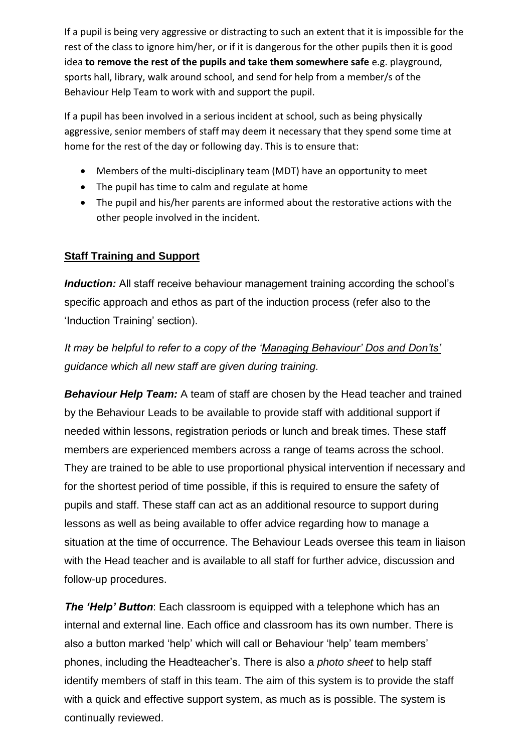If a pupil is being very aggressive or distracting to such an extent that it is impossible for the rest of the class to ignore him/her, or if it is dangerous for the other pupils then it is good idea **to remove the rest of the pupils and take them somewhere safe** e.g. playground, sports hall, library, walk around school, and send for help from a member/s of the Behaviour Help Team to work with and support the pupil.

If a pupil has been involved in a serious incident at school, such as being physically aggressive, senior members of staff may deem it necessary that they spend some time at home for the rest of the day or following day. This is to ensure that:

- Members of the multi-disciplinary team (MDT) have an opportunity to meet
- The pupil has time to calm and regulate at home
- The pupil and his/her parents are informed about the restorative actions with the other people involved in the incident.

## Staff Training and Support

***Induction:*** All staff receive behaviour management training according the school's specific approach and ethos as part of the induction process (refer also to the 'Induction Training' section).

*It may be helpful to refer to a copy of the 'Managing Behaviour' Dos and Don'ts' guidance which all new staff are given during training.*

***Behaviour Help Team:*** A team of staff are chosen by the Head teacher and trained by the Behaviour Leads to be available to provide staff with additional support if needed within lessons, registration periods or lunch and break times. These staff members are experienced members across a range of teams across the school. They are trained to be able to use proportional physical intervention if necessary and for the shortest period of time possible, if this is required to ensure the safety of pupils and staff. These staff can act as an additional resource to support during lessons as well as being available to offer advice regarding how to manage a situation at the time of occurrence. The Behaviour Leads oversee this team in liaison with the Head teacher and is available to all staff for further advice, discussion and follow-up procedures.

***The 'Help' Button***: Each classroom is equipped with a telephone which has an internal and external line. Each office and classroom has its own number. There is also a button marked 'help' which will call or Behaviour 'help' team members' phones, including the Headteacher's. There is also a *photo sheet* to help staff identify members of staff in this team. The aim of this system is to provide the staff with a quick and effective support system, as much as is possible. The system is continually reviewed.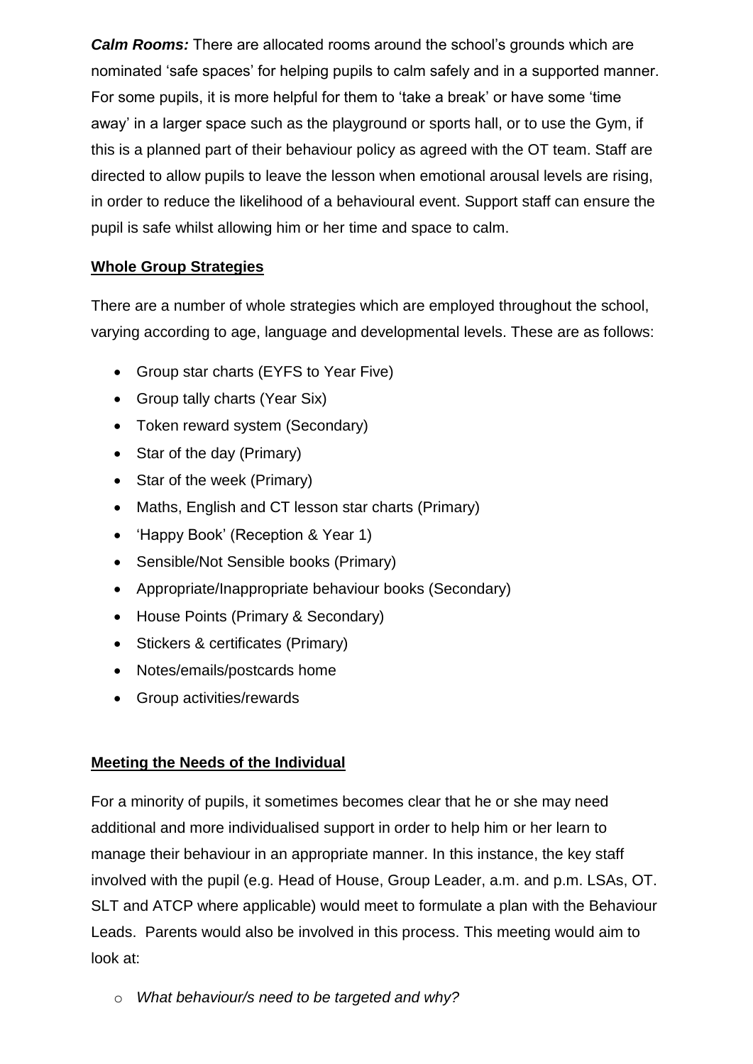***Calm Rooms:*** There are allocated rooms around the school's grounds which are nominated 'safe spaces' for helping pupils to calm safely and in a supported manner. For some pupils, it is more helpful for them to 'take a break' or have some 'time away' in a larger space such as the playground or sports hall, or to use the Gym, if this is a planned part of their behaviour policy as agreed with the OT team. Staff are directed to allow pupils to leave the lesson when emotional arousal levels are rising, in order to reduce the likelihood of a behavioural event. Support staff can ensure the pupil is safe whilst allowing him or her time and space to calm.

## Whole Group Strategies

There are a number of whole strategies which are employed throughout the school, varying according to age, language and developmental levels. These are as follows:

- Group star charts (EYFS to Year Five)
- Group tally charts (Year Six)
- Token reward system (Secondary)
- Star of the day (Primary)
- Star of the week (Primary)
- Maths, English and CT lesson star charts (Primary)
- 'Happy Book' (Reception & Year 1)
- Sensible/Not Sensible books (Primary)
- Appropriate/Inappropriate behaviour books (Secondary)
- House Points (Primary & Secondary)
- Stickers & certificates (Primary)
- Notes/emails/postcards home
- Group activities/rewards

## Meeting the Needs of the Individual

For a minority of pupils, it sometimes becomes clear that he or she may need additional and more individualised support in order to help him or her learn to manage their behaviour in an appropriate manner. In this instance, the key staff involved with the pupil (e.g. Head of House, Group Leader, a.m. and p.m. LSAs, OT. SLT and ATCP where applicable) would meet to formulate a plan with the Behaviour Leads. Parents would also be involved in this process. This meeting would aim to look at:

- *What behaviour/s need to be targeted and why?*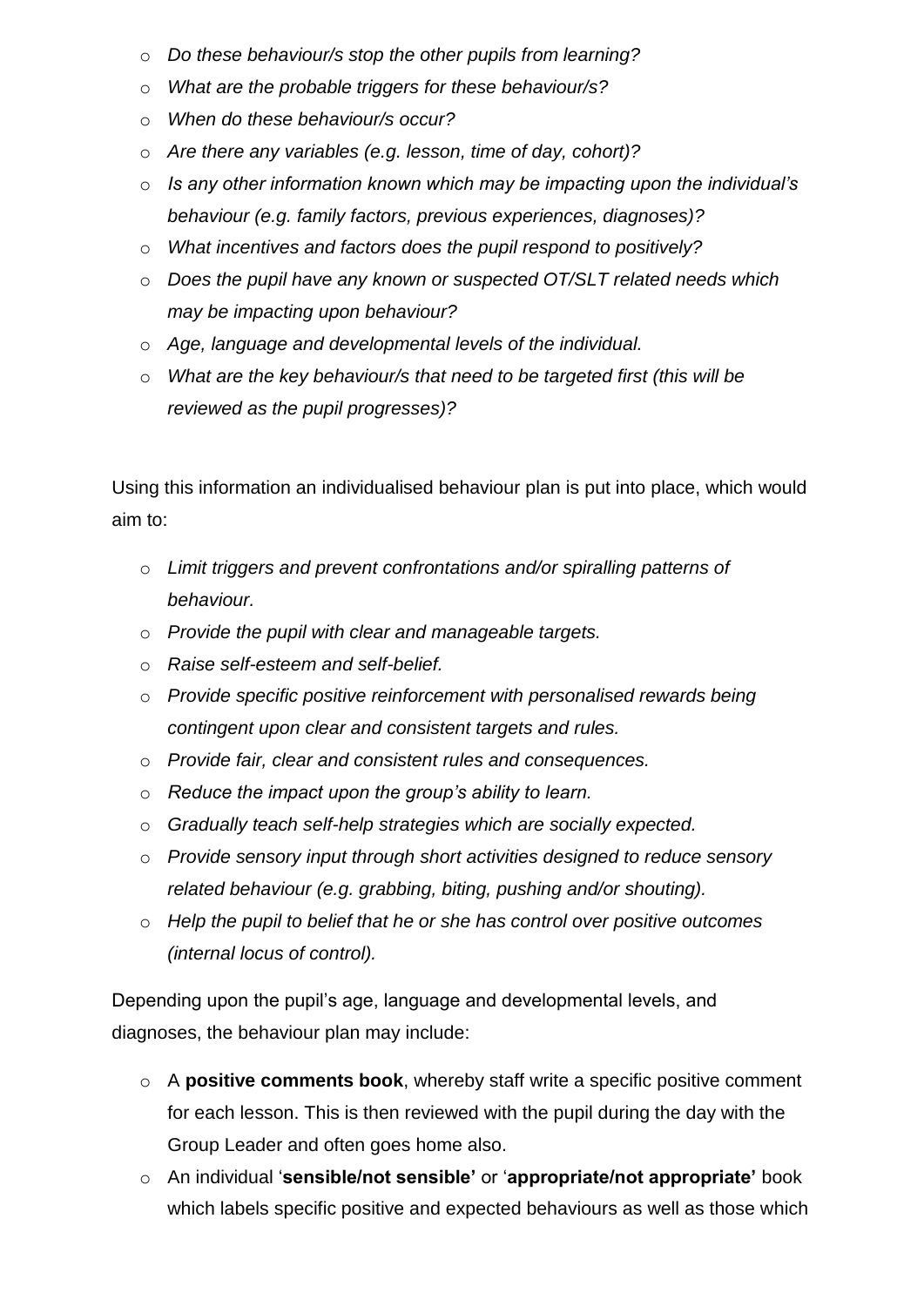- *Do these behaviour/s stop the other pupils from learning?*
- *What are the probable triggers for these behaviour/s?*
- *When do these behaviour/s occur?*
- *Are there any variables (e.g. lesson, time of day, cohort)?*
- *Is any other information known which may be impacting upon the individual's behaviour (e.g. family factors, previous experiences, diagnoses)?*
- *What incentives and factors does the pupil respond to positively?*
- *Does the pupil have any known or suspected OT/SLT related needs which may be impacting upon behaviour?*
- *Age, language and developmental levels of the individual.*
- *What are the key behaviour/s that need to be targeted first (this will be reviewed as the pupil progresses)?*

Using this information an individualised behaviour plan is put into place, which would aim to:

- *Limit triggers and prevent confrontations and/or spiralling patterns of behaviour.*
- *Provide the pupil with clear and manageable targets.*
- *Raise self-esteem and self-belief.*
- *Provide specific positive reinforcement with personalised rewards being contingent upon clear and consistent targets and rules.*
- *Provide fair, clear and consistent rules and consequences.*
- *Reduce the impact upon the group's ability to learn.*
- *Gradually teach self-help strategies which are socially expected.*
- *Provide sensory input through short activities designed to reduce sensory related behaviour (e.g. grabbing, biting, pushing and/or shouting).*
- *Help the pupil to belief that he or she has control over positive outcomes (internal locus of control).*

Depending upon the pupil's age, language and developmental levels, and diagnoses, the behaviour plan may include:

- A **positive comments book**, whereby staff write a specific positive comment for each lesson. This is then reviewed with the pupil during the day with the Group Leader and often goes home also.
- An individual '**sensible/not sensible'** or '**appropriate/not appropriate'** book which labels specific positive and expected behaviours as well as those which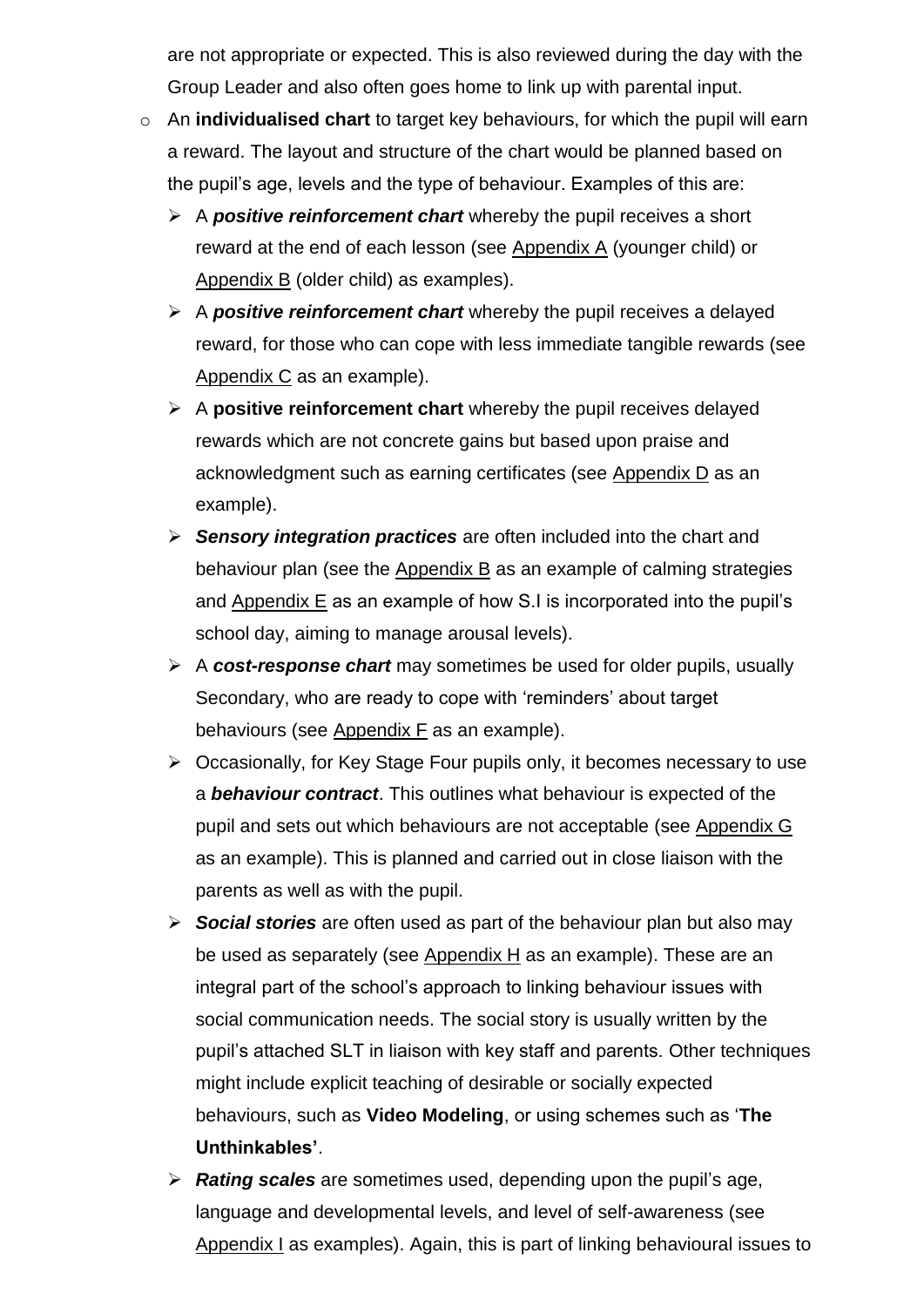are not appropriate or expected. This is also reviewed during the day with the Group Leader and also often goes home to link up with parental input.

- An **individualised chart** to target key behaviours, for which the pupil will earn a reward. The layout and structure of the chart would be planned based on the pupil's age, levels and the type of behaviour. Examples of this are:
  - A ***positive reinforcement chart*** whereby the pupil receives a short reward at the end of each lesson (see Appendix A (younger child) or Appendix B (older child) as examples).
  - A ***positive reinforcement chart*** whereby the pupil receives a delayed reward, for those who can cope with less immediate tangible rewards (see Appendix C as an example).
  - A **positive reinforcement chart** whereby the pupil receives delayed rewards which are not concrete gains but based upon praise and acknowledgment such as earning certificates (see Appendix D as an example).
  - ***Sensory integration practices*** are often included into the chart and behaviour plan (see the Appendix B as an example of calming strategies and Appendix E as an example of how S.I is incorporated into the pupil's school day, aiming to manage arousal levels).
  - A ***cost-response chart*** may sometimes be used for older pupils, usually Secondary, who are ready to cope with 'reminders' about target behaviours (see Appendix F as an example).
  - Occasionally, for Key Stage Four pupils only, it becomes necessary to use a ***behaviour contract***. This outlines what behaviour is expected of the pupil and sets out which behaviours are not acceptable (see Appendix G as an example). This is planned and carried out in close liaison with the parents as well as with the pupil.
  - ***Social stories*** are often used as part of the behaviour plan but also may be used as separately (see Appendix H as an example). These are an integral part of the school's approach to linking behaviour issues with social communication needs. The social story is usually written by the pupil's attached SLT in liaison with key staff and parents. Other techniques might include explicit teaching of desirable or socially expected behaviours, such as **Video Modeling**, or using schemes such as '**The Unthinkables'**.
  - ***Rating scales*** are sometimes used, depending upon the pupil's age, language and developmental levels, and level of self-awareness (see Appendix I as examples). Again, this is part of linking behavioural issues to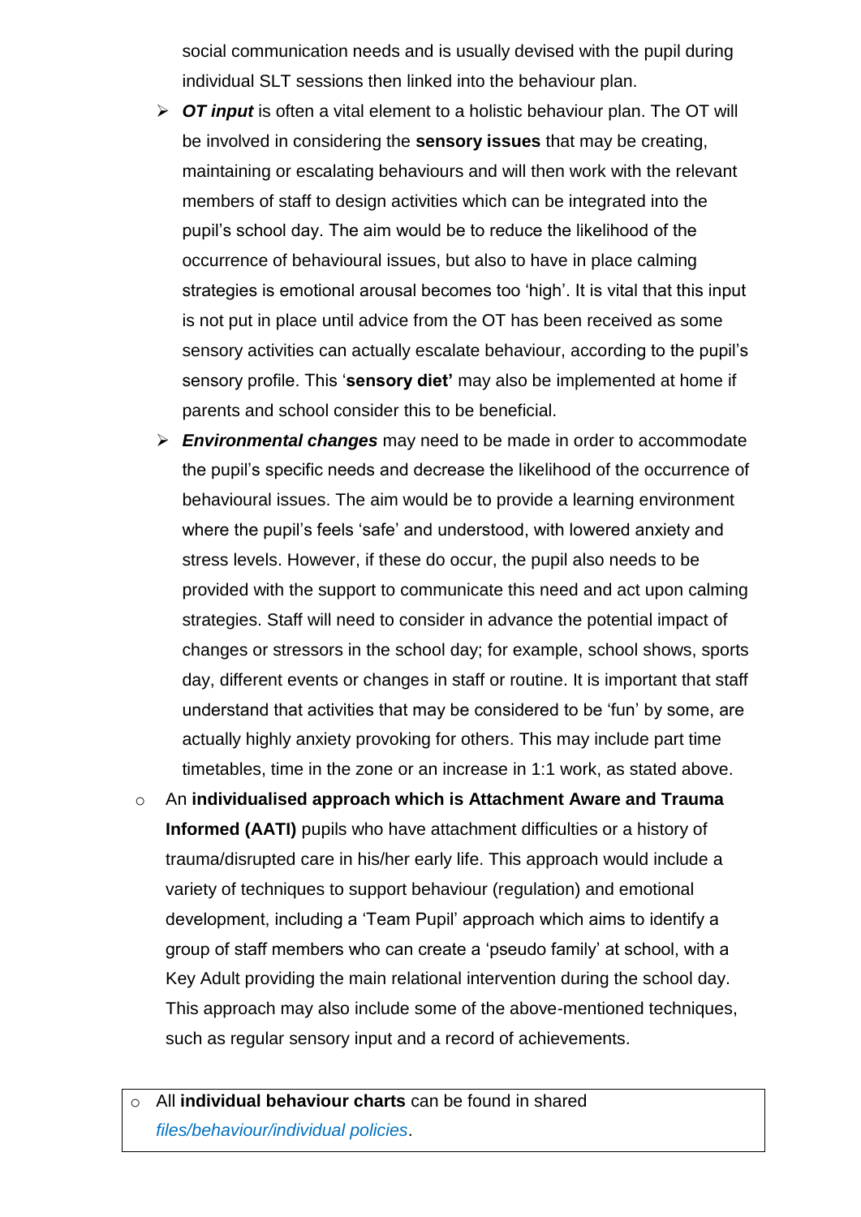social communication needs and is usually devised with the pupil during individual SLT sessions then linked into the behaviour plan.

   - ***OT input*** is often a vital element to a holistic behaviour plan. The OT will be involved in considering the **sensory issues** that may be creating, maintaining or escalating behaviours and will then work with the relevant members of staff to design activities which can be integrated into the pupil's school day. The aim would be to reduce the likelihood of the occurrence of behavioural issues, but also to have in place calming strategies is emotional arousal becomes too 'high'. It is vital that this input is not put in place until advice from the OT has been received as some sensory activities can actually escalate behaviour, according to the pupil's sensory profile. This '**sensory diet'** may also be implemented at home if parents and school consider this to be beneficial.
   - ***Environmental changes*** may need to be made in order to accommodate the pupil's specific needs and decrease the likelihood of the occurrence of behavioural issues. The aim would be to provide a learning environment where the pupil's feels 'safe' and understood, with lowered anxiety and stress levels. However, if these do occur, the pupil also needs to be provided with the support to communicate this need and act upon calming strategies. Staff will need to consider in advance the potential impact of changes or stressors in the school day; for example, school shows, sports day, different events or changes in staff or routine. It is important that staff understand that activities that may be considered to be 'fun' by some, are actually highly anxiety provoking for others. This may include part time timetables, time in the zone or an increase in 1:1 work, as stated above.

- An **individualised approach which is Attachment Aware and Trauma Informed (AATI)** pupils who have attachment difficulties or a history of trauma/disrupted care in his/her early life. This approach would include a variety of techniques to support behaviour (regulation) and emotional development, including a 'Team Pupil' approach which aims to identify a group of staff members who can create a 'pseudo family' at school, with a Key Adult providing the main relational intervention during the school day. This approach may also include some of the above-mentioned techniques, such as regular sensory input and a record of achievements.

| ○ All **individual behaviour charts** can be found in shared *files/behaviour/individual policies*. |
|---|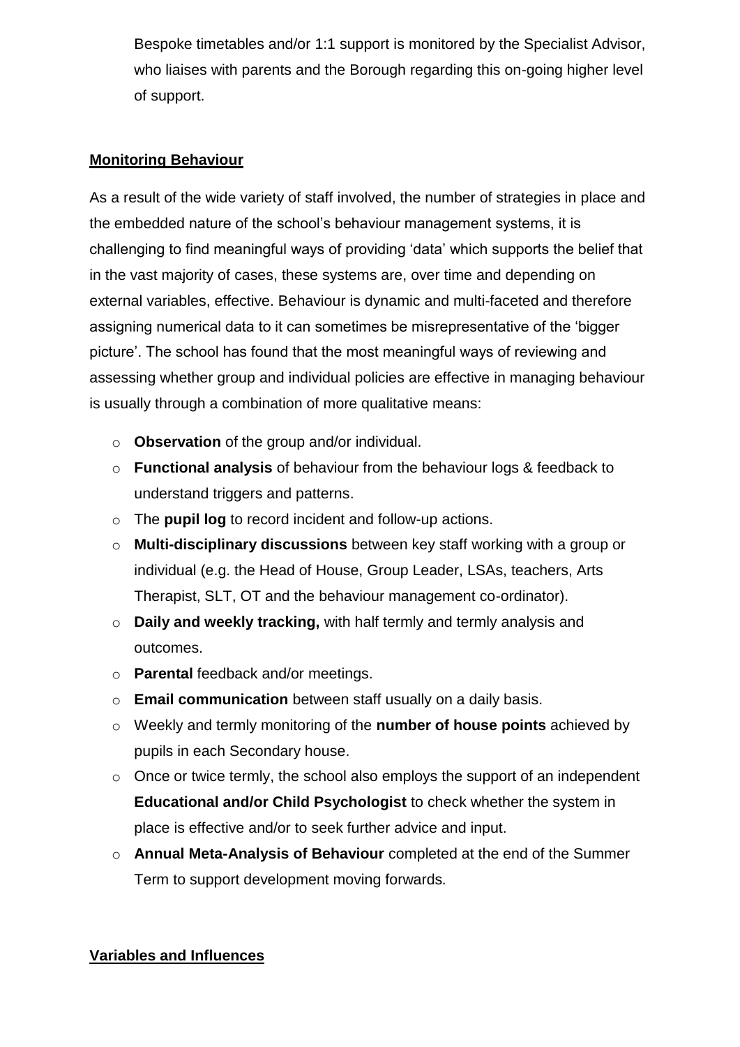Bespoke timetables and/or 1:1 support is monitored by the Specialist Advisor, who liaises with parents and the Borough regarding this on-going higher level of support.

## Monitoring Behaviour

As a result of the wide variety of staff involved, the number of strategies in place and the embedded nature of the school's behaviour management systems, it is challenging to find meaningful ways of providing 'data' which supports the belief that in the vast majority of cases, these systems are, over time and depending on external variables, effective. Behaviour is dynamic and multi-faceted and therefore assigning numerical data to it can sometimes be misrepresentative of the 'bigger picture'. The school has found that the most meaningful ways of reviewing and assessing whether group and individual policies are effective in managing behaviour is usually through a combination of more qualitative means:

- **Observation** of the group and/or individual.
- **Functional analysis** of behaviour from the behaviour logs & feedback to understand triggers and patterns.
- The **pupil log** to record incident and follow-up actions.
- **Multi-disciplinary discussions** between key staff working with a group or individual (e.g. the Head of House, Group Leader, LSAs, teachers, Arts Therapist, SLT, OT and the behaviour management co-ordinator).
- **Daily and weekly tracking,** with half termly and termly analysis and outcomes.
- **Parental** feedback and/or meetings.
- **Email communication** between staff usually on a daily basis.
- Weekly and termly monitoring of the **number of house points** achieved by pupils in each Secondary house.
- Once or twice termly, the school also employs the support of an independent **Educational and/or Child Psychologist** to check whether the system in place is effective and/or to seek further advice and input.
- **Annual Meta-Analysis of Behaviour** completed at the end of the Summer Term to support development moving forwards*.*

## Variables and Influences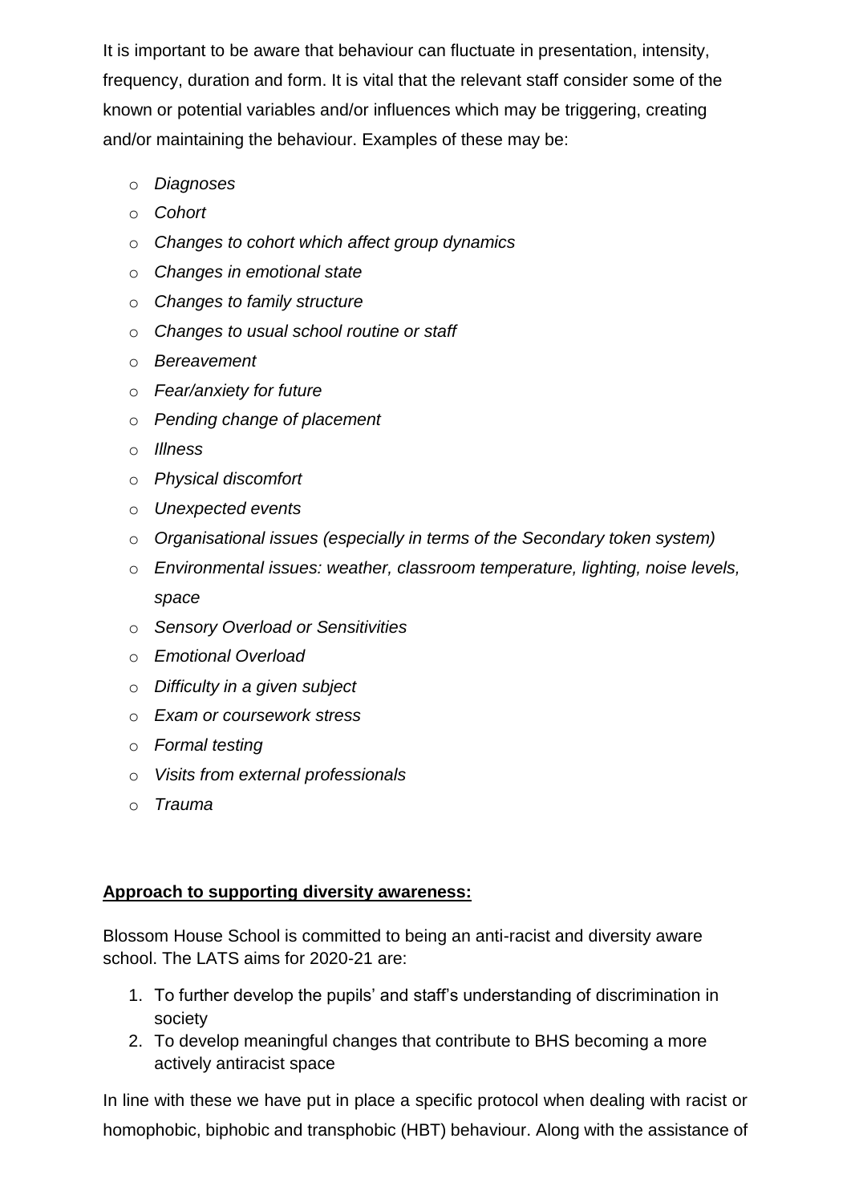It is important to be aware that behaviour can fluctuate in presentation, intensity, frequency, duration and form. It is vital that the relevant staff consider some of the known or potential variables and/or influences which may be triggering, creating and/or maintaining the behaviour. Examples of these may be:

- *Diagnoses*
- *Cohort*
- *Changes to cohort which affect group dynamics*
- *Changes in emotional state*
- *Changes to family structure*
- *Changes to usual school routine or staff*
- *Bereavement*
- *Fear/anxiety for future*
- *Pending change of placement*
- *Illness*
- *Physical discomfort*
- *Unexpected events*
- *Organisational issues (especially in terms of the Secondary token system)*
- *Environmental issues: weather, classroom temperature, lighting, noise levels, space*
- *Sensory Overload or Sensitivities*
- *Emotional Overload*
- *Difficulty in a given subject*
- *Exam or coursework stress*
- *Formal testing*
- *Visits from external professionals*
- *Trauma*

**Approach to supporting diversity awareness:**

Blossom House School is committed to being an anti-racist and diversity aware school. The LATS aims for 2020-21 are:

1. To further develop the pupils' and staff's understanding of discrimination in society
2. To develop meaningful changes that contribute to BHS becoming a more actively antiracist space

In line with these we have put in place a specific protocol when dealing with racist or homophobic, biphobic and transphobic (HBT) behaviour. Along with the assistance of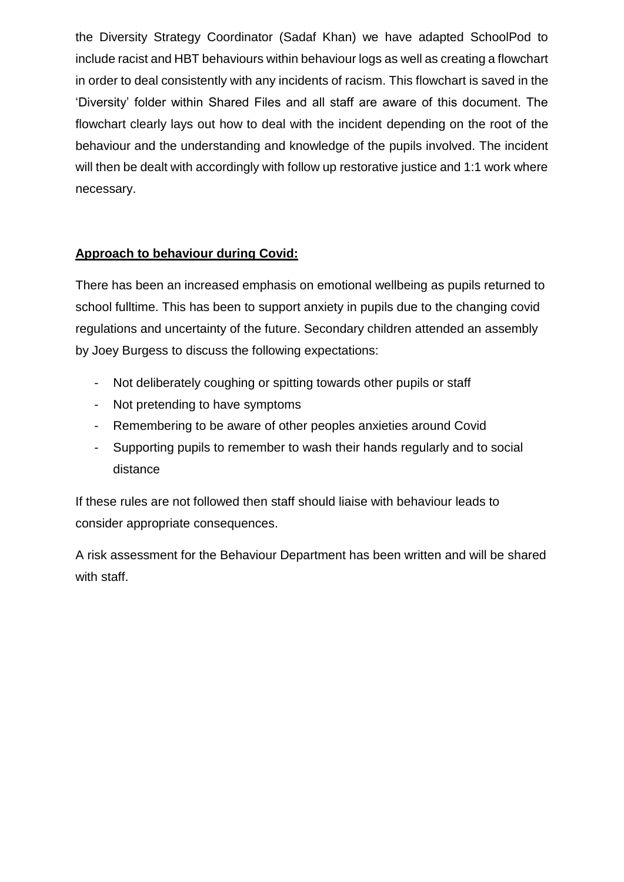the Diversity Strategy Coordinator (Sadaf Khan) we have adapted SchoolPod to include racist and HBT behaviours within behaviour logs as well as creating a flowchart in order to deal consistently with any incidents of racism. This flowchart is saved in the 'Diversity' folder within Shared Files and all staff are aware of this document. The flowchart clearly lays out how to deal with the incident depending on the root of the behaviour and the understanding and knowledge of the pupils involved. The incident will then be dealt with accordingly with follow up restorative justice and 1:1 work where necessary.

**<u>Approach to behaviour during Covid:</u>**

There has been an increased emphasis on emotional wellbeing as pupils returned to school fulltime. This has been to support anxiety in pupils due to the changing covid regulations and uncertainty of the future. Secondary children attended an assembly by Joey Burgess to discuss the following expectations:

- Not deliberately coughing or spitting towards other pupils or staff
- Not pretending to have symptoms
- Remembering to be aware of other peoples anxieties around Covid
- Supporting pupils to remember to wash their hands regularly and to social distance

If these rules are not followed then staff should liaise with behaviour leads to consider appropriate consequences.

A risk assessment for the Behaviour Department has been written and will be shared with staff.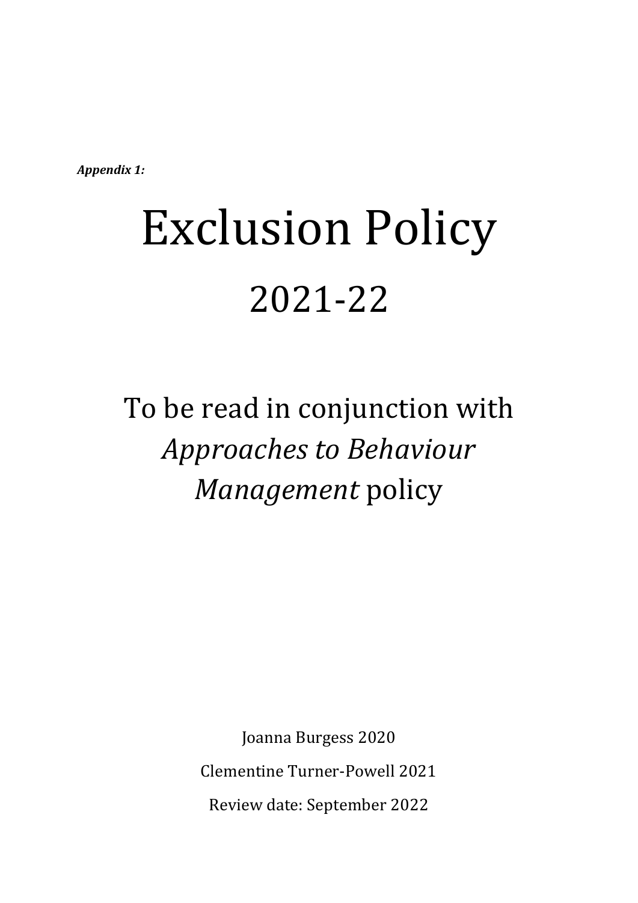***Appendix 1:***

# Exclusion Policy

## 2021-22

To be read in conjunction with *Approaches to Behaviour Management* policy

Joanna Burgess 2020

Clementine Turner-Powell 2021

Review date: September 2022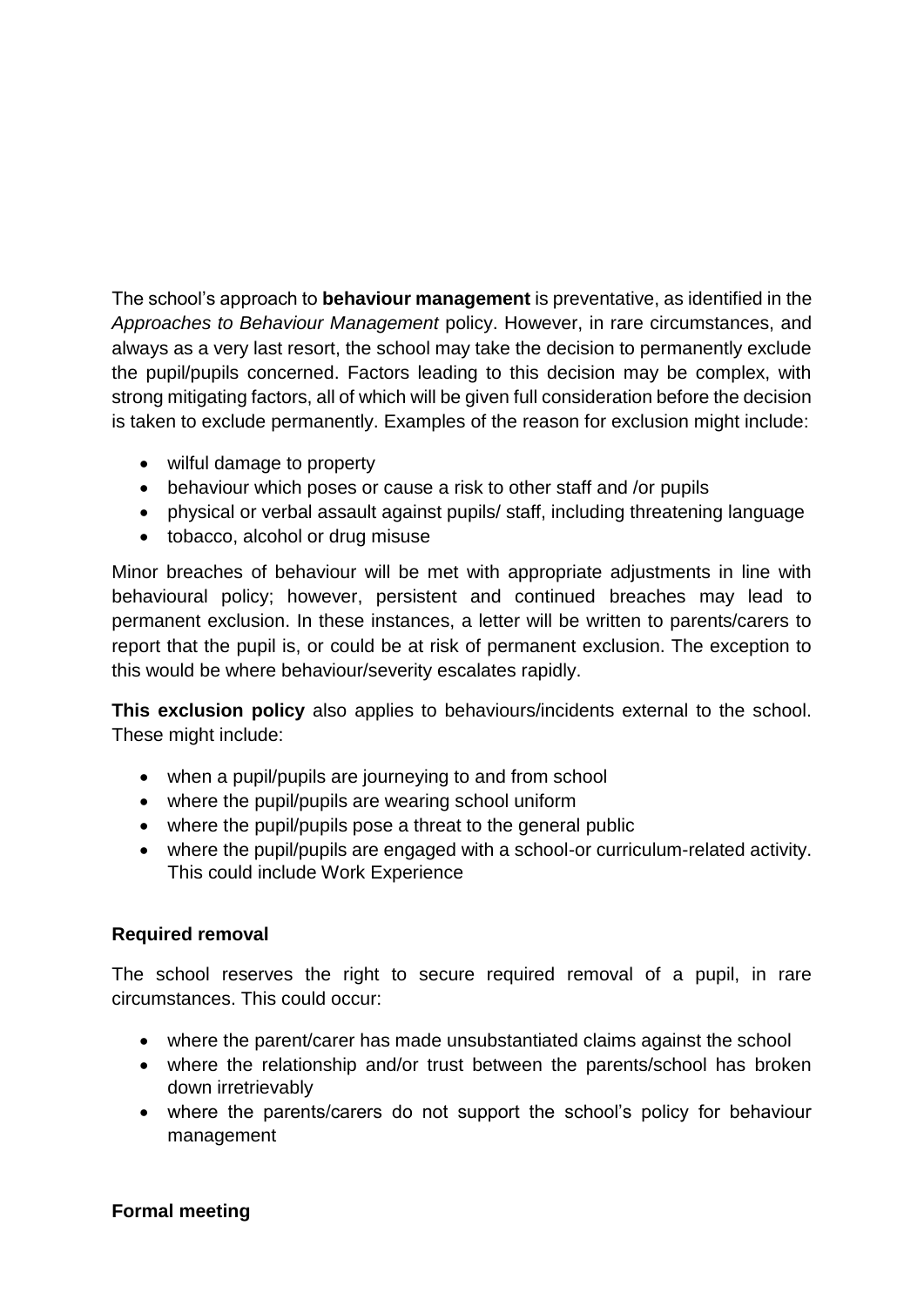The school's approach to **behaviour management** is preventative, as identified in the *Approaches to Behaviour Management* policy. However, in rare circumstances, and always as a very last resort, the school may take the decision to permanently exclude the pupil/pupils concerned. Factors leading to this decision may be complex, with strong mitigating factors, all of which will be given full consideration before the decision is taken to exclude permanently. Examples of the reason for exclusion might include:

- wilful damage to property
- behaviour which poses or cause a risk to other staff and /or pupils
- physical or verbal assault against pupils/ staff, including threatening language
- tobacco, alcohol or drug misuse

Minor breaches of behaviour will be met with appropriate adjustments in line with behavioural policy; however, persistent and continued breaches may lead to permanent exclusion. In these instances, a letter will be written to parents/carers to report that the pupil is, or could be at risk of permanent exclusion. The exception to this would be where behaviour/severity escalates rapidly.

**This exclusion policy** also applies to behaviours/incidents external to the school. These might include:

- when a pupil/pupils are journeying to and from school
- where the pupil/pupils are wearing school uniform
- where the pupil/pupils pose a threat to the general public
- where the pupil/pupils are engaged with a school-or curriculum-related activity. This could include Work Experience

**Required removal**

The school reserves the right to secure required removal of a pupil, in rare circumstances. This could occur:

- where the parent/carer has made unsubstantiated claims against the school
- where the relationship and/or trust between the parents/school has broken down irretrievably
- where the parents/carers do not support the school's policy for behaviour management

**Formal meeting**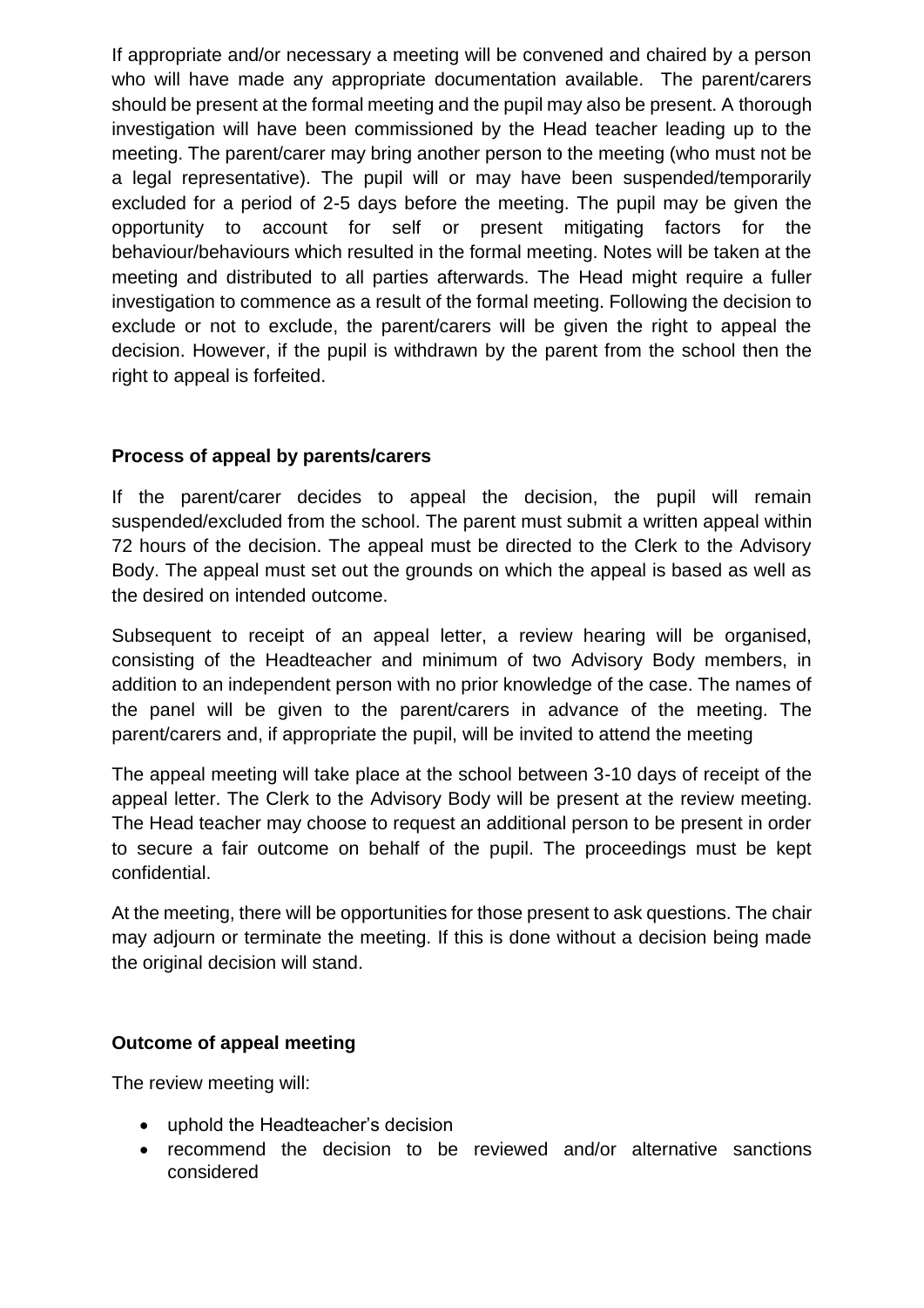If appropriate and/or necessary a meeting will be convened and chaired by a person who will have made any appropriate documentation available. The parent/carers should be present at the formal meeting and the pupil may also be present. A thorough investigation will have been commissioned by the Head teacher leading up to the meeting. The parent/carer may bring another person to the meeting (who must not be a legal representative). The pupil will or may have been suspended/temporarily excluded for a period of 2-5 days before the meeting. The pupil may be given the opportunity to account for self or present mitigating factors for the behaviour/behaviours which resulted in the formal meeting. Notes will be taken at the meeting and distributed to all parties afterwards. The Head might require a fuller investigation to commence as a result of the formal meeting. Following the decision to exclude or not to exclude, the parent/carers will be given the right to appeal the decision. However, if the pupil is withdrawn by the parent from the school then the right to appeal is forfeited.

**Process of appeal by parents/carers**

If the parent/carer decides to appeal the decision, the pupil will remain suspended/excluded from the school. The parent must submit a written appeal within 72 hours of the decision. The appeal must be directed to the Clerk to the Advisory Body. The appeal must set out the grounds on which the appeal is based as well as the desired on intended outcome.

Subsequent to receipt of an appeal letter, a review hearing will be organised, consisting of the Headteacher and minimum of two Advisory Body members, in addition to an independent person with no prior knowledge of the case. The names of the panel will be given to the parent/carers in advance of the meeting. The parent/carers and, if appropriate the pupil, will be invited to attend the meeting

The appeal meeting will take place at the school between 3-10 days of receipt of the appeal letter. The Clerk to the Advisory Body will be present at the review meeting. The Head teacher may choose to request an additional person to be present in order to secure a fair outcome on behalf of the pupil. The proceedings must be kept confidential.

At the meeting, there will be opportunities for those present to ask questions. The chair may adjourn or terminate the meeting. If this is done without a decision being made the original decision will stand.

**Outcome of appeal meeting**

The review meeting will:

- uphold the Headteacher's decision
- recommend the decision to be reviewed and/or alternative sanctions considered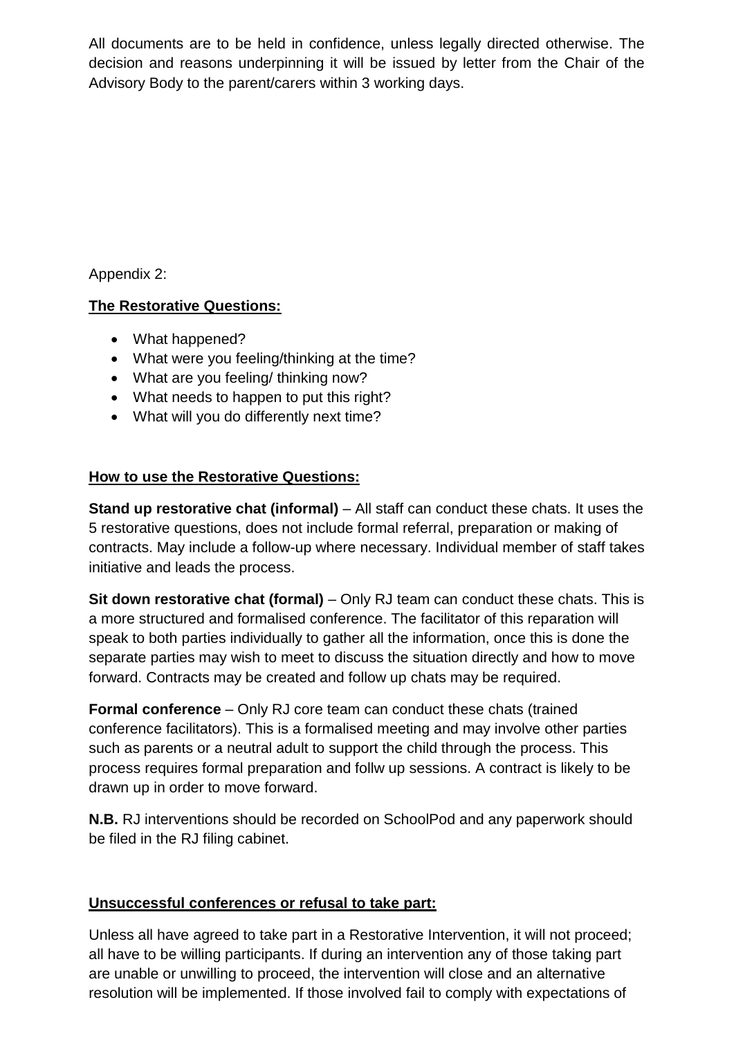All documents are to be held in confidence, unless legally directed otherwise. The decision and reasons underpinning it will be issued by letter from the Chair of the Advisory Body to the parent/carers within 3 working days.

Appendix 2:

**The Restorative Questions:**

- What happened?
- What were you feeling/thinking at the time?
- What are you feeling/ thinking now?
- What needs to happen to put this right?
- What will you do differently next time?

**How to use the Restorative Questions:**

**Stand up restorative chat (informal)** – All staff can conduct these chats. It uses the 5 restorative questions, does not include formal referral, preparation or making of contracts. May include a follow-up where necessary. Individual member of staff takes initiative and leads the process.

**Sit down restorative chat (formal)** – Only RJ team can conduct these chats. This is a more structured and formalised conference. The facilitator of this reparation will speak to both parties individually to gather all the information, once this is done the separate parties may wish to meet to discuss the situation directly and how to move forward. Contracts may be created and follow up chats may be required.

**Formal conference** – Only RJ core team can conduct these chats (trained conference facilitators). This is a formalised meeting and may involve other parties such as parents or a neutral adult to support the child through the process. This process requires formal preparation and follw up sessions. A contract is likely to be drawn up in order to move forward.

**N.B.** RJ interventions should be recorded on SchoolPod and any paperwork should be filed in the RJ filing cabinet.

**Unsuccessful conferences or refusal to take part:**

Unless all have agreed to take part in a Restorative Intervention, it will not proceed; all have to be willing participants. If during an intervention any of those taking part are unable or unwilling to proceed, the intervention will close and an alternative resolution will be implemented. If those involved fail to comply with expectations of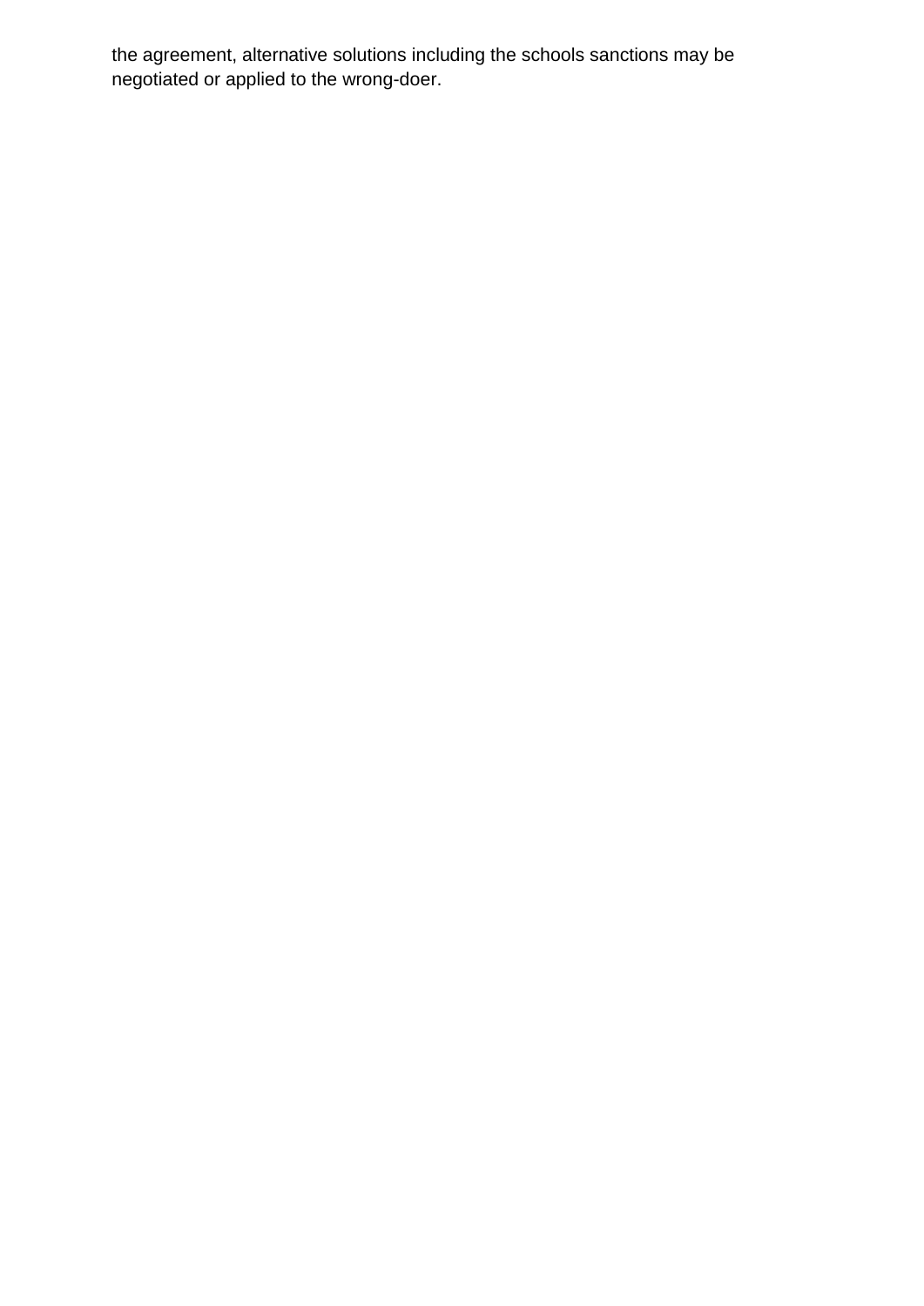the agreement, alternative solutions including the schools sanctions may be negotiated or applied to the wrong-doer.